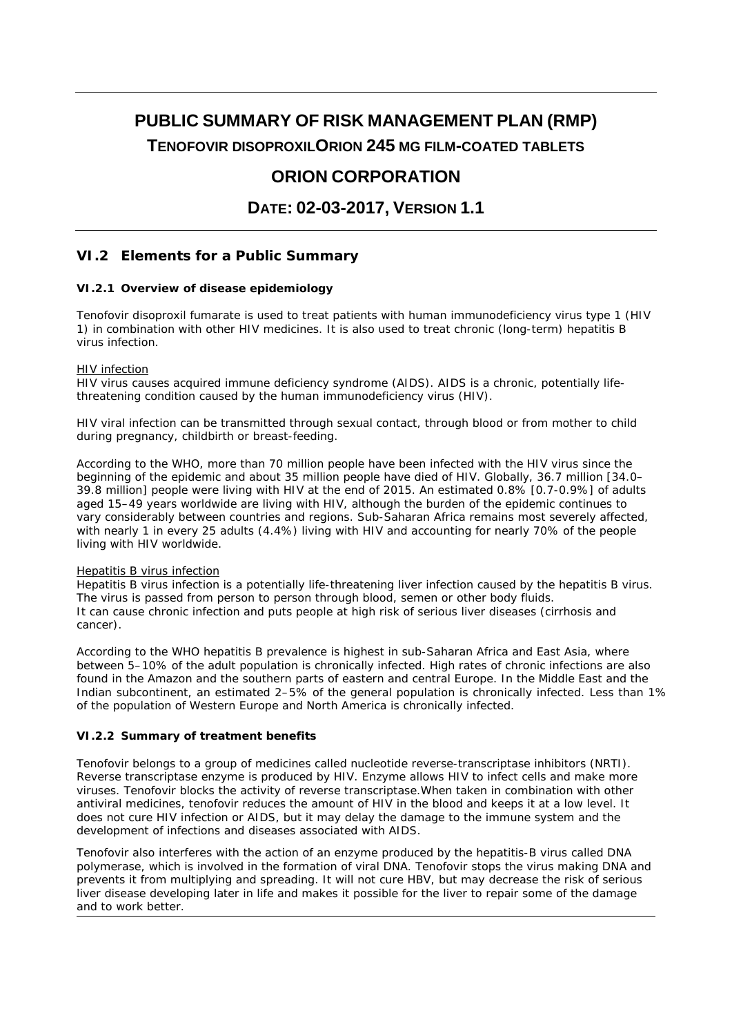# PUBLIC SUMMARY OF RISK MANAGEMENT PLAN (RMP)

## TENOFOVIR DISOPROXILORION 245 MG FILM-COATED TABLETS

## ORION CORPORATION

## DATE: 02-03-2017, VERSION 1.1

## VI.2 Elements for a Public Summary

### VI.2.1 Overview of disease epidemiology

Tenofovir disoproxil fumarate is used to treat patients with human immunodeficiency virus type 1 (HIV 1) in combination with other HIV medicines. It is also used to treat chronic (long-term) hepatitis B virus infection.

HIV infection

HIV virus causes acquired immune deficiency syndrome (AIDS). AIDS is a chronic, potentially life-threatening condition caused by the human immunodeficiency virus (HIV).

HIV viral infection can be transmitted through sexual contact, through blood or from mother to child during pregnancy, childbirth or breast-feeding.

According to the WHO, more than 70 million people have been infected with the HIV virus since the beginning of the epidemic and about 35 million people have died of HIV. Globally, 36.7 million [34.0–39.8 million] people were living with HIV at the end of 2015. An estimated 0.8% [0.7-0.9%] of adults aged 15–49 years worldwide are living with HIV, although the burden of the epidemic continues to vary considerably between countries and regions. Sub-Saharan Africa remains most severely affected, with nearly 1 in every 25 adults (4.4%) living with HIV and accounting for nearly 70% of the people living with HIV worldwide.

Hepatitis B virus infection

Hepatitis B virus infection is a potentially life-threatening liver infection caused by the hepatitis B virus. The virus is passed from person to person through blood, semen or other body fluids.
It can cause chronic infection and puts people at high risk of serious liver diseases (cirrhosis and cancer).

According to the WHO hepatitis B prevalence is highest in sub-Saharan Africa and East Asia, where between 5–10% of the adult population is chronically infected. High rates of chronic infections are also found in the Amazon and the southern parts of eastern and central Europe. In the Middle East and the Indian subcontinent, an estimated 2–5% of the general population is chronically infected. Less than 1% of the population of Western Europe and North America is chronically infected.

### VI.2.2 Summary of treatment benefits

Tenofovir belongs to a group of medicines called nucleotide reverse-transcriptase inhibitors (NRTI). Reverse transcriptase enzyme is produced by HIV. Enzyme allows HIV to infect cells and make more viruses. Tenofovir blocks the activity of reverse transcriptase.When taken in combination with other antiviral medicines, tenofovir reduces the amount of HIV in the blood and keeps it at a low level. It does not cure HIV infection or AIDS, but it may delay the damage to the immune system and the development of infections and diseases associated with AIDS.

Tenofovir also interferes with the action of an enzyme produced by the hepatitis-B virus called DNA polymerase, which is involved in the formation of viral DNA. Tenofovir stops the virus making DNA and prevents it from multiplying and spreading. It will not cure HBV, but may decrease the risk of serious liver disease developing later in life and makes it possible for the liver to repair some of the damage and to work better.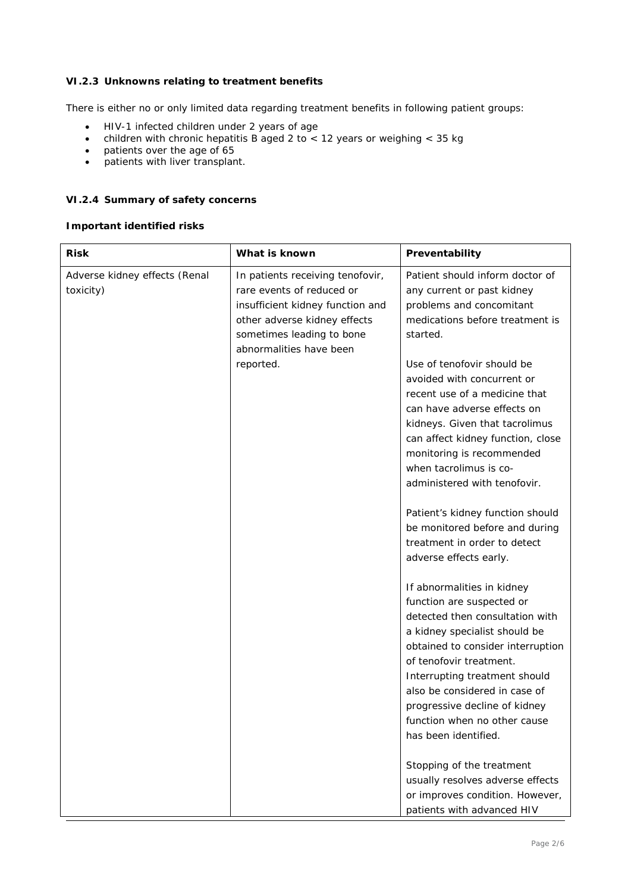### VI.2.3 Unknowns relating to treatment benefits

There is either no or only limited data regarding treatment benefits in following patient groups:

- HIV-1 infected children under 2 years of age
- children with chronic hepatitis B aged 2 to < 12 years or weighing < 35 kg
- patients over the age of 65
- patients with liver transplant.

### VI.2.4 Summary of safety concerns

**Important identified risks**

| Risk | What is known | Preventability |
|---|---|---|
| Adverse kidney effects (Renal toxicity) | In patients receiving tenofovir, rare events of reduced or insufficient kidney function and other adverse kidney effects sometimes leading to bone abnormalities have been reported. | Patient should inform doctor of any current or past kidney problems and concomitant medications before treatment is started.<br><br>Use of tenofovir should be avoided with concurrent or recent use of a medicine that can have adverse effects on kidneys. Given that tacrolimus can affect kidney function, close monitoring is recommended when tacrolimus is co-administered with tenofovir.<br><br>Patient's kidney function should be monitored before and during treatment in order to detect adverse effects early.<br><br>If abnormalities in kidney function are suspected or detected then consultation with a kidney specialist should be obtained to consider interruption of tenofovir treatment. Interrupting treatment should also be considered in case of progressive decline of kidney function when no other cause has been identified.<br><br>Stopping of the treatment usually resolves adverse effects or improves condition. However, patients with advanced HIV |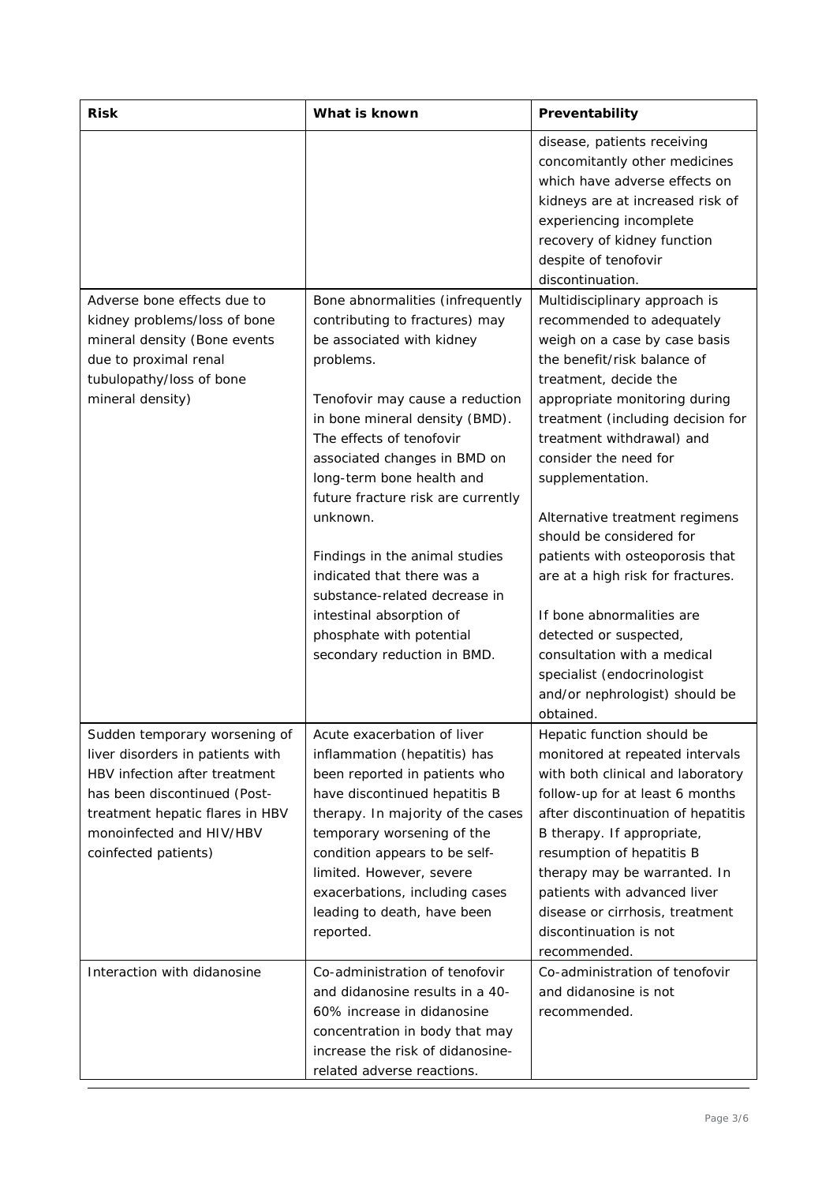| Risk | What is known | Preventability |
|---|---|---|
| | | disease, patients receiving concomitantly other medicines which have adverse effects on kidneys are at increased risk of experiencing incomplete recovery of kidney function despite of tenofovir discontinuation. |
| Adverse bone effects due to kidney problems/loss of bone mineral density (Bone events due to proximal renal tubulopathy/loss of bone mineral density) | Bone abnormalities (infrequently contributing to fractures) may be associated with kidney problems.<br><br>Tenofovir may cause a reduction in bone mineral density (BMD). The effects of tenofovir associated changes in BMD on long-term bone health and future fracture risk are currently unknown.<br><br>Findings in the animal studies indicated that there was a substance-related decrease in intestinal absorption of phosphate with potential secondary reduction in BMD. | Multidisciplinary approach is recommended to adequately weigh on a case by case basis the benefit/risk balance of treatment, decide the appropriate monitoring during treatment (including decision for treatment withdrawal) and consider the need for supplementation.<br><br>Alternative treatment regimens should be considered for patients with osteoporosis that are at a high risk for fractures.<br><br>If bone abnormalities are detected or suspected, consultation with a medical specialist (endocrinologist and/or nephrologist) should be obtained. |
| Sudden temporary worsening of liver disorders in patients with HBV infection after treatment has been discontinued (Post-treatment hepatic flares in HBV monoinfected and HIV/HBV coinfected patients) | Acute exacerbation of liver inflammation (hepatitis) has been reported in patients who have discontinued hepatitis B therapy. In majority of the cases temporary worsening of the condition appears to be self-limited. However, severe exacerbations, including cases leading to death, have been reported. | Hepatic function should be monitored at repeated intervals with both clinical and laboratory follow-up for at least 6 months after discontinuation of hepatitis B therapy. If appropriate, resumption of hepatitis B therapy may be warranted. In patients with advanced liver disease or cirrhosis, treatment discontinuation is not recommended. |
| Interaction with didanosine | Co-administration of tenofovir and didanosine results in a 40-60% increase in didanosine concentration in body that may increase the risk of didanosine-related adverse reactions. | Co-administration of tenofovir and didanosine is not recommended. |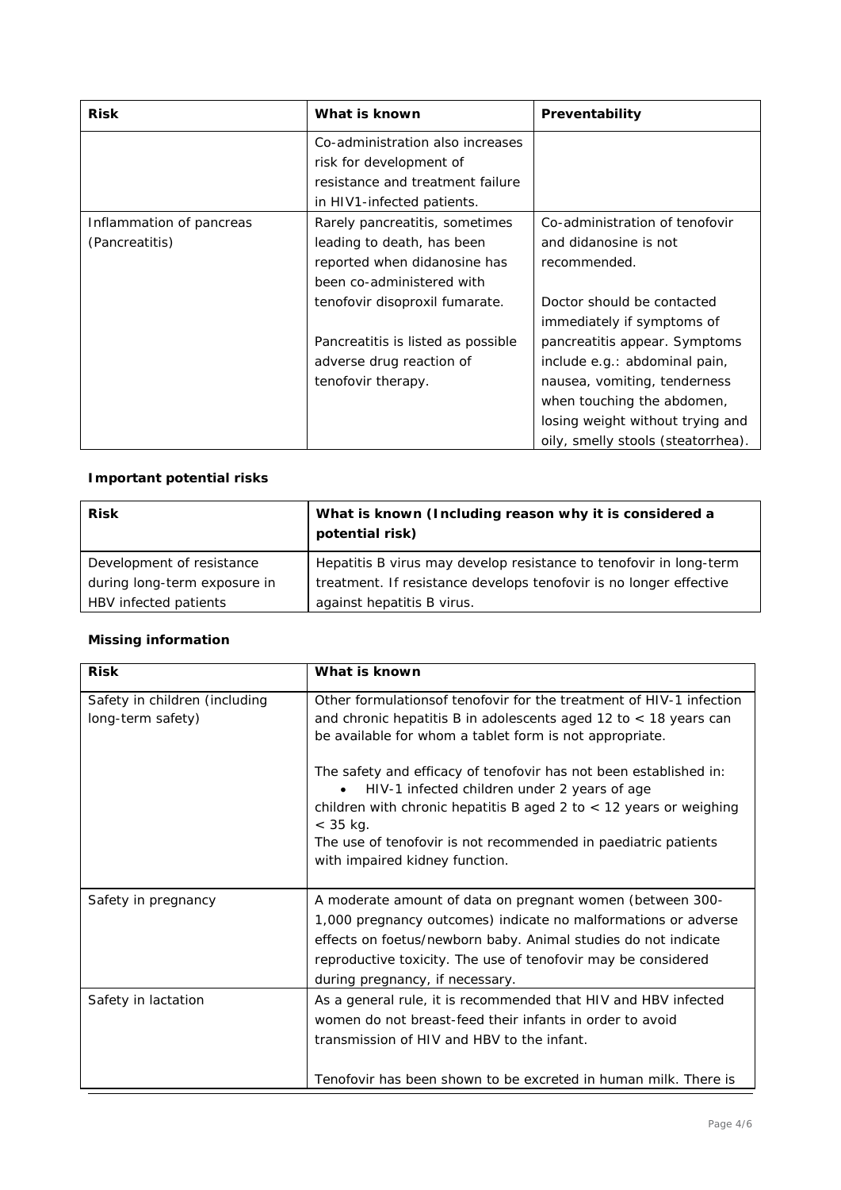| Risk | What is known | Preventability |
|---|---|---|
| | Co-administration also increases risk for development of resistance and treatment failure in HIV1-infected patients. | |
| Inflammation of pancreas (Pancreatitis) | Rarely pancreatitis, sometimes leading to death, has been reported when didanosine has been co-administered with tenofovir disoproxil fumarate.<br><br>Pancreatitis is listed as possible adverse drug reaction of tenofovir therapy. | Co-administration of tenofovir and didanosine is not recommended.<br><br>Doctor should be contacted immediately if symptoms of pancreatitis appear. Symptoms include e.g.: abdominal pain, nausea, vomiting, tenderness when touching the abdomen, losing weight without trying and oily, smelly stools (steatorrhea). |

**Important potential risks**

| Risk | What is known (Including reason why it is considered a potential risk) |
|---|---|
| Development of resistance during long-term exposure in HBV infected patients | Hepatitis B virus may develop resistance to tenofovir in long-term treatment. If resistance develops tenofovir is no longer effective against hepatitis B virus. |

**Missing information**

| Risk | What is known |
|---|---|
| Safety in children (including long-term safety) | Other formulationsof tenofovir for the treatment of HIV-1 infection and chronic hepatitis B in adolescents aged 12 to < 18 years can be available for whom a tablet form is not appropriate.<br><br>The safety and efficacy of tenofovir has not been established in:<br>• HIV-1 infected children under 2 years of age<br>children with chronic hepatitis B aged 2 to < 12 years or weighing < 35 kg.<br>The use of tenofovir is not recommended in paediatric patients with impaired kidney function. |
| Safety in pregnancy | A moderate amount of data on pregnant women (between 300-1,000 pregnancy outcomes) indicate no malformations or adverse effects on foetus/newborn baby. Animal studies do not indicate reproductive toxicity. The use of tenofovir may be considered during pregnancy, if necessary. |
| Safety in lactation | As a general rule, it is recommended that HIV and HBV infected women do not breast-feed their infants in order to avoid transmission of HIV and HBV to the infant.<br><br>Tenofovir has been shown to be excreted in human milk. There is |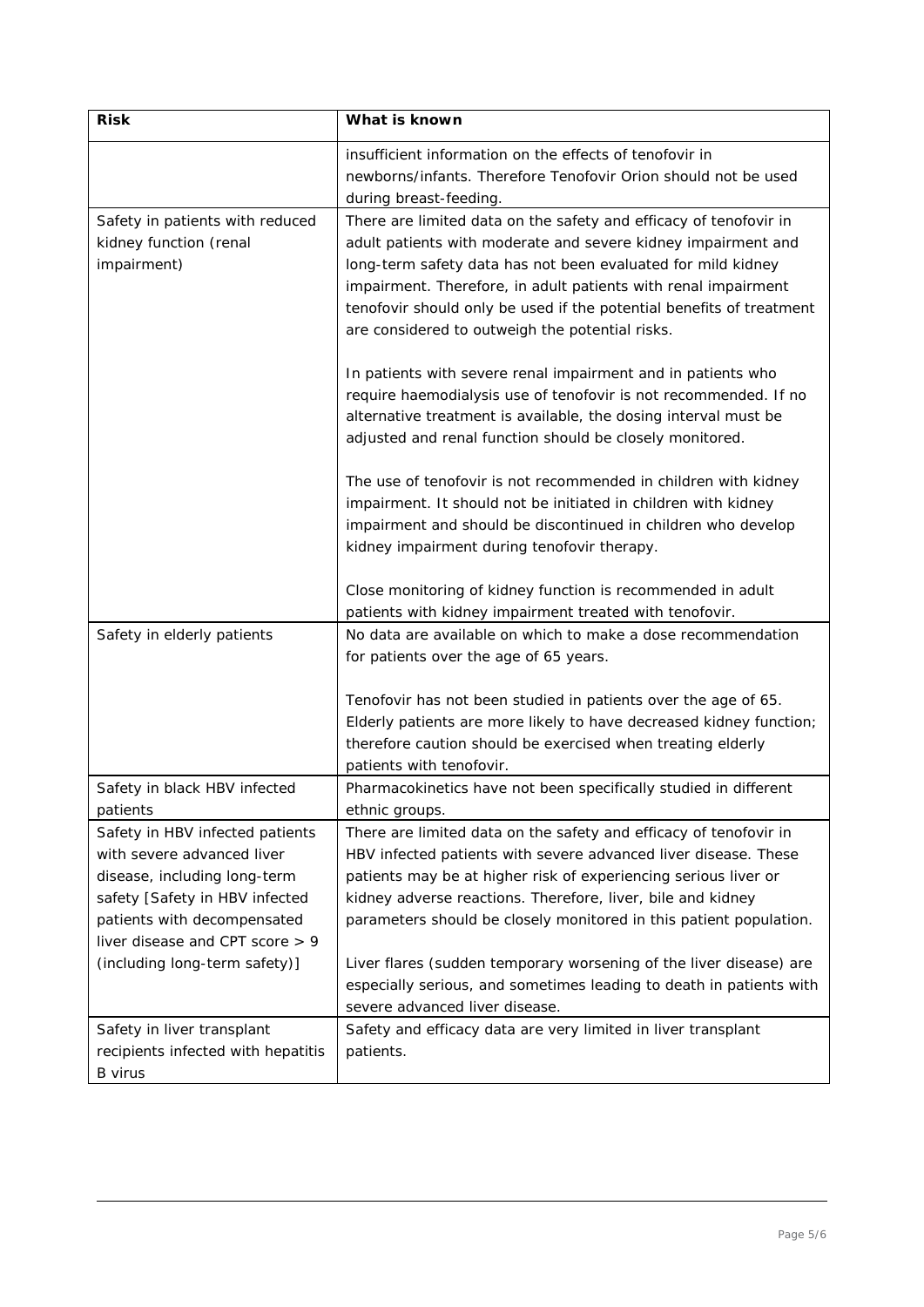| Risk | What is known |
|---|---|
| | insufficient information on the effects of tenofovir in newborns/infants. Therefore Tenofovir Orion should not be used during breast-feeding. |
| Safety in patients with reduced kidney function (renal impairment) | There are limited data on the safety and efficacy of tenofovir in adult patients with moderate and severe kidney impairment and long-term safety data has not been evaluated for mild kidney impairment. Therefore, in adult patients with renal impairment tenofovir should only be used if the potential benefits of treatment are considered to outweigh the potential risks.<br><br>In patients with severe renal impairment and in patients who require haemodialysis use of tenofovir is not recommended. If no alternative treatment is available, the dosing interval must be adjusted and renal function should be closely monitored.<br><br>The use of tenofovir is not recommended in children with kidney impairment. It should not be initiated in children with kidney impairment and should be discontinued in children who develop kidney impairment during tenofovir therapy.<br><br>Close monitoring of kidney function is recommended in adult patients with kidney impairment treated with tenofovir. |
| Safety in elderly patients | No data are available on which to make a dose recommendation for patients over the age of 65 years.<br><br>Tenofovir has not been studied in patients over the age of 65. Elderly patients are more likely to have decreased kidney function; therefore caution should be exercised when treating elderly patients with tenofovir. |
| Safety in black HBV infected patients | Pharmacokinetics have not been specifically studied in different ethnic groups. |
| Safety in HBV infected patients with severe advanced liver disease, including long-term safety [Safety in HBV infected patients with decompensated liver disease and CPT score > 9 (including long-term safety)] | There are limited data on the safety and efficacy of tenofovir in HBV infected patients with severe advanced liver disease. These patients may be at higher risk of experiencing serious liver or kidney adverse reactions. Therefore, liver, bile and kidney parameters should be closely monitored in this patient population.<br><br>Liver flares (sudden temporary worsening of the liver disease) are especially serious, and sometimes leading to death in patients with severe advanced liver disease. |
| Safety in liver transplant recipients infected with hepatitis B virus | Safety and efficacy data are very limited in liver transplant patients. |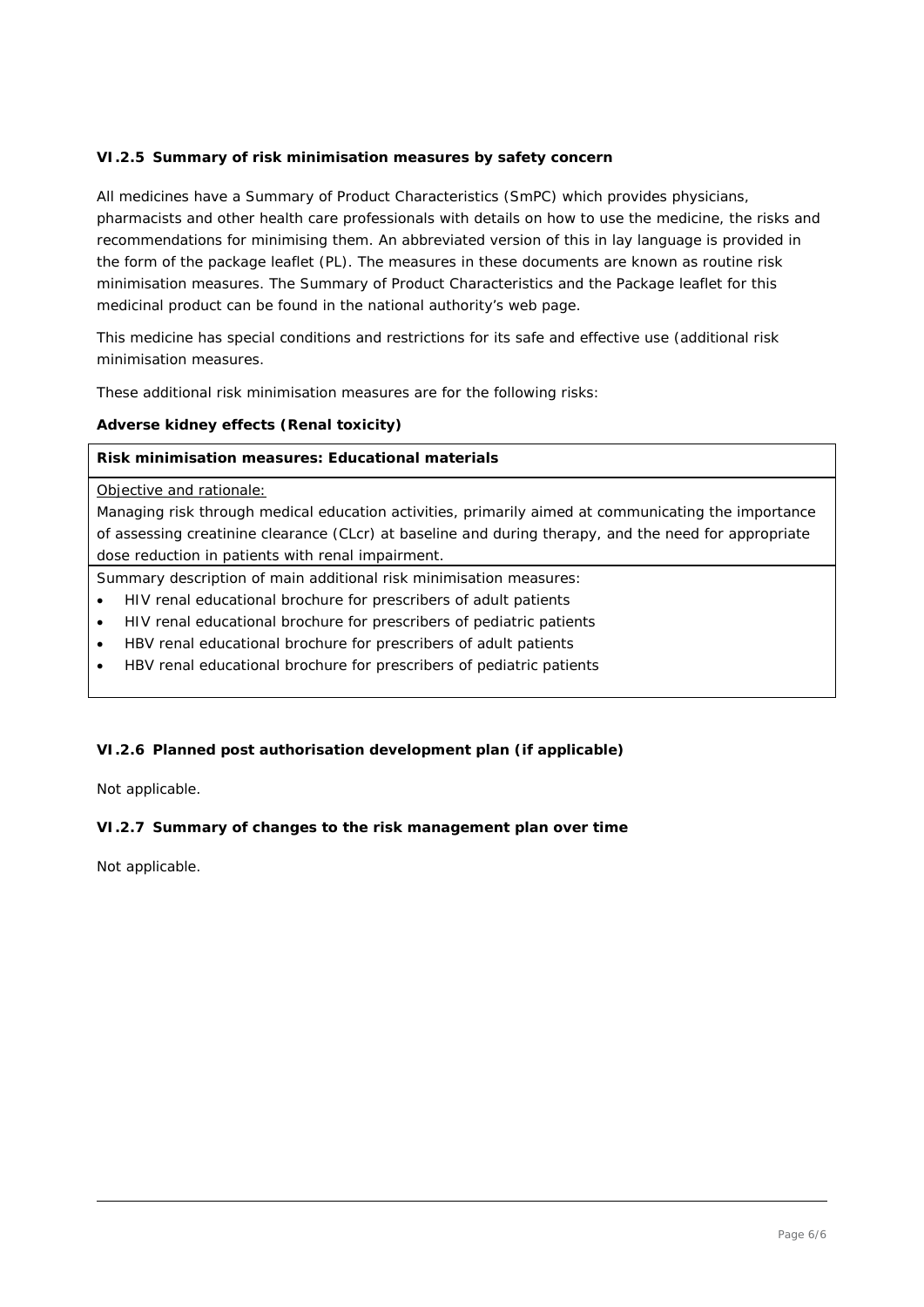### VI.2.5 Summary of risk minimisation measures by safety concern

All medicines have a Summary of Product Characteristics (SmPC) which provides physicians, pharmacists and other health care professionals with details on how to use the medicine, the risks and recommendations for minimising them. An abbreviated version of this in lay language is provided in the form of the package leaflet (PL). The measures in these documents are known as routine risk minimisation measures. The Summary of Product Characteristics and the Package leaflet for this medicinal product can be found in the national authority's web page.

This medicine has special conditions and restrictions for its safe and effective use (additional risk minimisation measures.

These additional risk minimisation measures are for the following risks:

**Adverse kidney effects (Renal toxicity)**

| **Risk minimisation measures: Educational materials** |
|---|
| <u>Objective and rationale:</u><br>Managing risk through medical education activities, primarily aimed at communicating the importance of assessing creatinine clearance (CLcr) at baseline and during therapy, and the need for appropriate dose reduction in patients with renal impairment. |
| Summary description of main additional risk minimisation measures:<br>• HIV renal educational brochure for prescribers of adult patients<br>• HIV renal educational brochure for prescribers of pediatric patients<br>• HBV renal educational brochure for prescribers of adult patients<br>• HBV renal educational brochure for prescribers of pediatric patients |

### VI.2.6 Planned post authorisation development plan (if applicable)

Not applicable.

### VI.2.7 Summary of changes to the risk management plan over time

Not applicable.